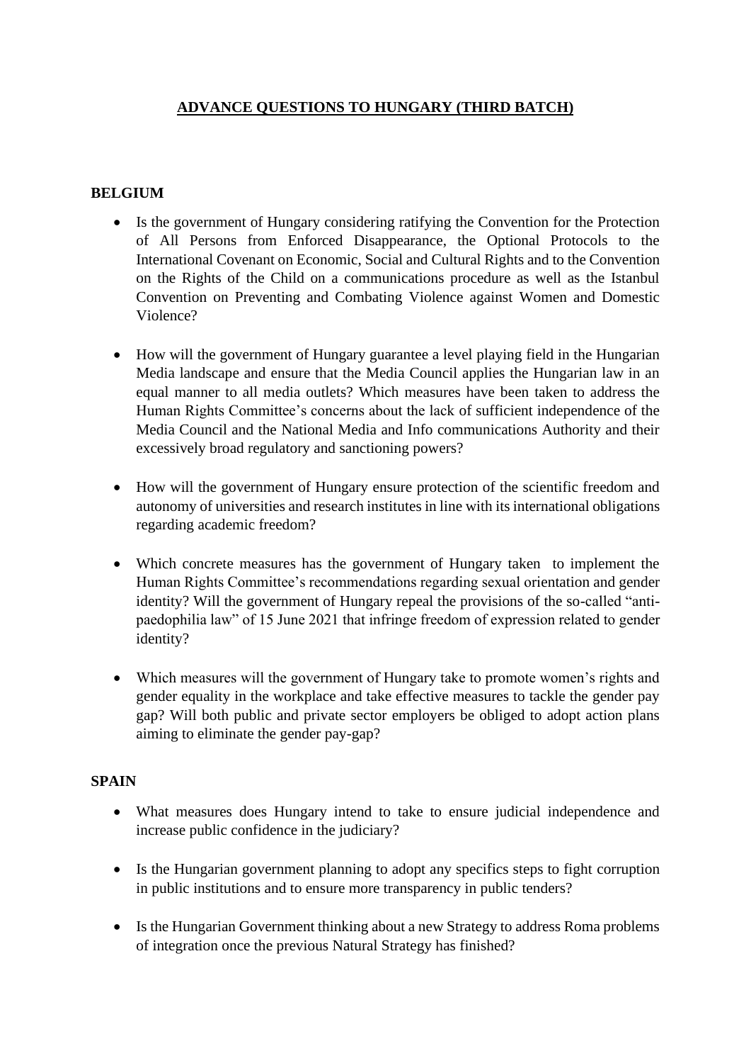# ADVANCE QUESTIONS TO HUNGARY (THIRD BATCH)

## BELGIUM

- Is the government of Hungary considering ratifying the Convention for the Protection of All Persons from Enforced Disappearance, the Optional Protocols to the International Covenant on Economic, Social and Cultural Rights and to the Convention on the Rights of the Child on a communications procedure as well as the Istanbul Convention on Preventing and Combating Violence against Women and Domestic Violence?

- How will the government of Hungary guarantee a level playing field in the Hungarian Media landscape and ensure that the Media Council applies the Hungarian law in an equal manner to all media outlets? Which measures have been taken to address the Human Rights Committee's concerns about the lack of sufficient independence of the Media Council and the National Media and Info communications Authority and their excessively broad regulatory and sanctioning powers?

- How will the government of Hungary ensure protection of the scientific freedom and autonomy of universities and research institutes in line with its international obligations regarding academic freedom?

- Which concrete measures has the government of Hungary taken to implement the Human Rights Committee's recommendations regarding sexual orientation and gender identity? Will the government of Hungary repeal the provisions of the so-called "anti-paedophilia law" of 15 June 2021 that infringe freedom of expression related to gender identity?

- Which measures will the government of Hungary take to promote women's rights and gender equality in the workplace and take effective measures to tackle the gender pay gap? Will both public and private sector employers be obliged to adopt action plans aiming to eliminate the gender pay-gap?

## SPAIN

- What measures does Hungary intend to take to ensure judicial independence and increase public confidence in the judiciary?

- Is the Hungarian government planning to adopt any specifics steps to fight corruption in public institutions and to ensure more transparency in public tenders?

- Is the Hungarian Government thinking about a new Strategy to address Roma problems of integration once the previous Natural Strategy has finished?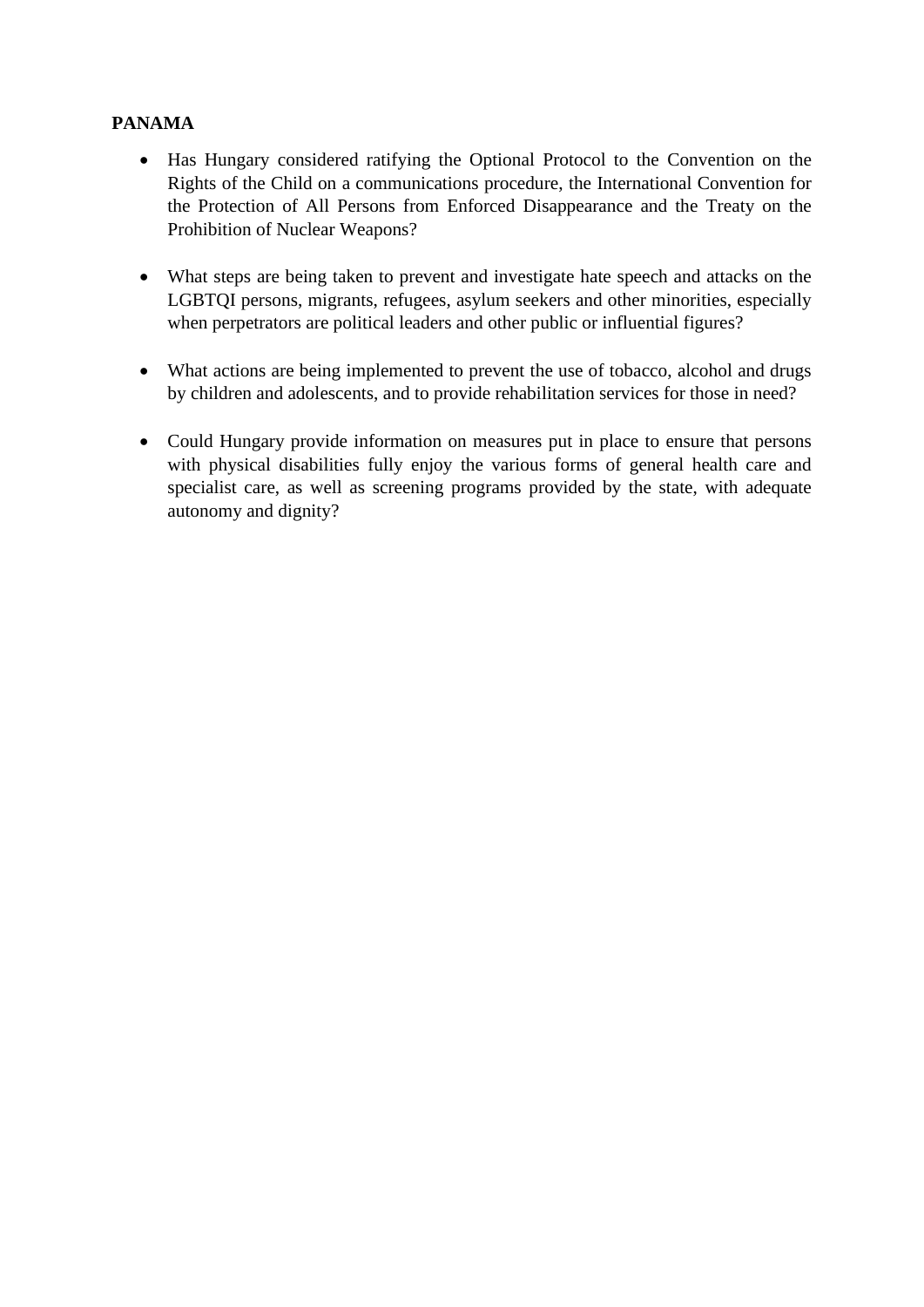**PANAMA**

- Has Hungary considered ratifying the Optional Protocol to the Convention on the Rights of the Child on a communications procedure, the International Convention for the Protection of All Persons from Enforced Disappearance and the Treaty on the Prohibition of Nuclear Weapons?

- What steps are being taken to prevent and investigate hate speech and attacks on the LGBTQI persons, migrants, refugees, asylum seekers and other minorities, especially when perpetrators are political leaders and other public or influential figures?

- What actions are being implemented to prevent the use of tobacco, alcohol and drugs by children and adolescents, and to provide rehabilitation services for those in need?

- Could Hungary provide information on measures put in place to ensure that persons with physical disabilities fully enjoy the various forms of general health care and specialist care, as well as screening programs provided by the state, with adequate autonomy and dignity?